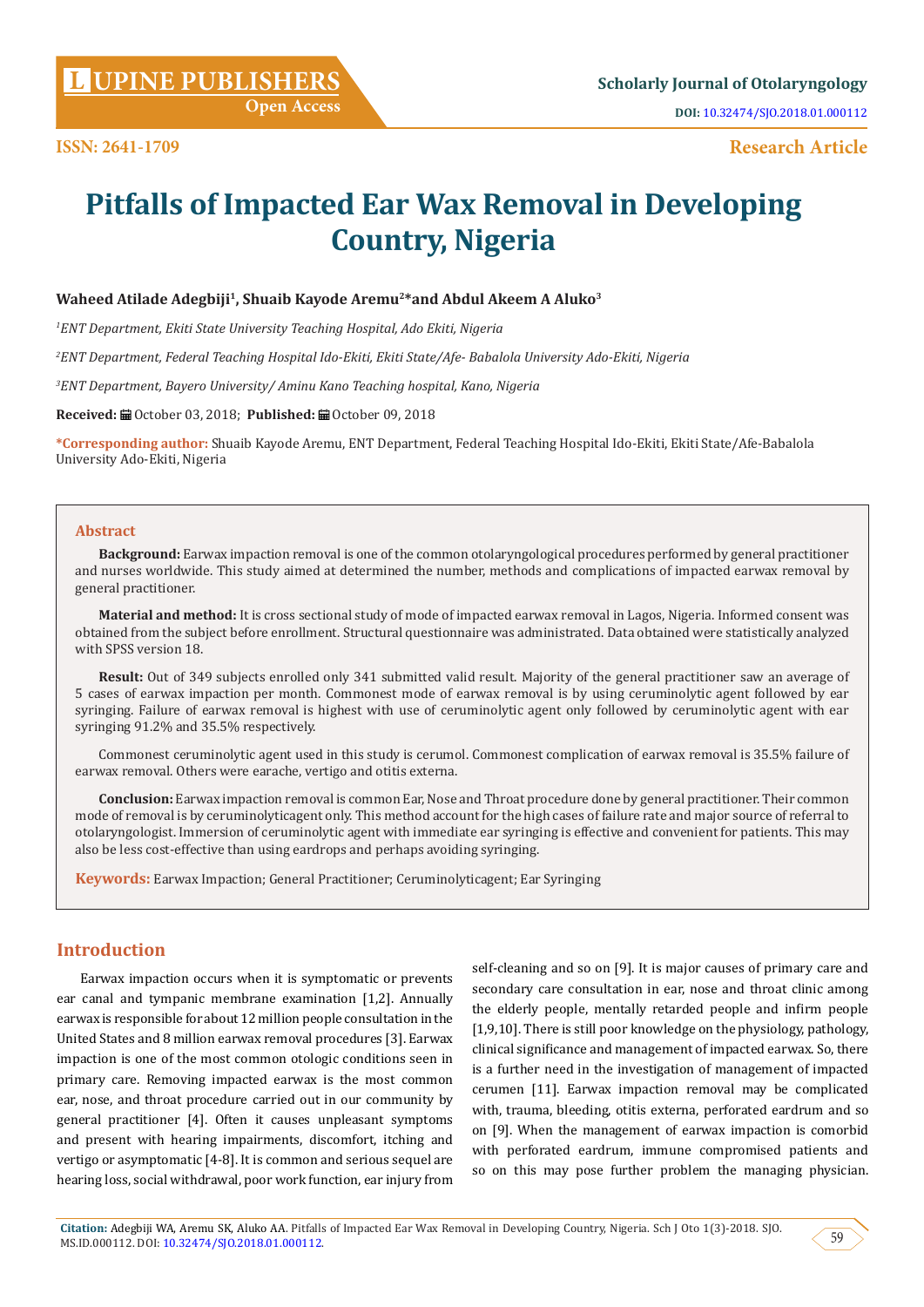# Pitfalls of Impacted Ear Wax Removal in Developing Country, Nigeria

**Waheed Atilade Adegbiji[1], Shuaib Kayode Aremu[2]\*and Abdul Akeem A Aluko[3]**

*[1]ENT Department, Ekiti State University Teaching Hospital, Ado Ekiti, Nigeria*

*[2]ENT Department, Federal Teaching Hospital Ido-Ekiti, Ekiti State/Afe- Babalola University Ado-Ekiti, Nigeria*

*[3]ENT Department, Bayero University/ Aminu Kano Teaching hospital, Kano, Nigeria*

**Received:** October 03, 2018; **Published:** October 09, 2018

**\*Corresponding author:** Shuaib Kayode Aremu, ENT Department, Federal Teaching Hospital Ido-Ekiti, Ekiti State/Afe-Babalola University Ado-Ekiti, Nigeria

## Abstract

**Background:** Earwax impaction removal is one of the common otolaryngological procedures performed by general practitioner and nurses worldwide. This study aimed at determined the number, methods and complications of impacted earwax removal by general practitioner.

**Material and method:** It is cross sectional study of mode of impacted earwax removal in Lagos, Nigeria. Informed consent was obtained from the subject before enrollment. Structural questionnaire was administrated. Data obtained were statistically analyzed with SPSS version 18.

**Result:** Out of 349 subjects enrolled only 341 submitted valid result. Majority of the general practitioner saw an average of 5 cases of earwax impaction per month. Commonest mode of earwax removal is by using ceruminolytic agent followed by ear syringing. Failure of earwax removal is highest with use of ceruminolytic agent only followed by ceruminolytic agent with ear syringing 91.2% and 35.5% respectively.

Commonest ceruminolytic agent used in this study is cerumol. Commonest complication of earwax removal is 35.5% failure of earwax removal. Others were earache, vertigo and otitis externa.

**Conclusion:** Earwax impaction removal is common Ear, Nose and Throat procedure done by general practitioner. Their common mode of removal is by ceruminolyticagent only. This method account for the high cases of failure rate and major source of referral to otolaryngologist. Immersion of ceruminolytic agent with immediate ear syringing is effective and convenient for patients. This may also be less cost-effective than using eardrops and perhaps avoiding syringing.

**Keywords:** Earwax Impaction; General Practitioner; Ceruminolyticagent; Ear Syringing

## Introduction

Earwax impaction occurs when it is symptomatic or prevents ear canal and tympanic membrane examination [1,2]. Annually earwax is responsible for about 12 million people consultation in the United States and 8 million earwax removal procedures [3]. Earwax impaction is one of the most common otologic conditions seen in primary care. Removing impacted earwax is the most common ear, nose, and throat procedure carried out in our community by general practitioner [4]. Often it causes unpleasant symptoms and present with hearing impairments, discomfort, itching and vertigo or asymptomatic [4-8]. It is common and serious sequel are hearing loss, social withdrawal, poor work function, ear injury from self-cleaning and so on [9]. It is major causes of primary care and secondary care consultation in ear, nose and throat clinic among the elderly people, mentally retarded people and infirm people [1,9,10]. There is still poor knowledge on the physiology, pathology, clinical significance and management of impacted earwax. So, there is a further need in the investigation of management of impacted cerumen [11]. Earwax impaction removal may be complicated with, trauma, bleeding, otitis externa, perforated eardrum and so on [9]. When the management of earwax impaction is comorbid with perforated eardrum, immune compromised patients and so on this may pose further problem the managing physician.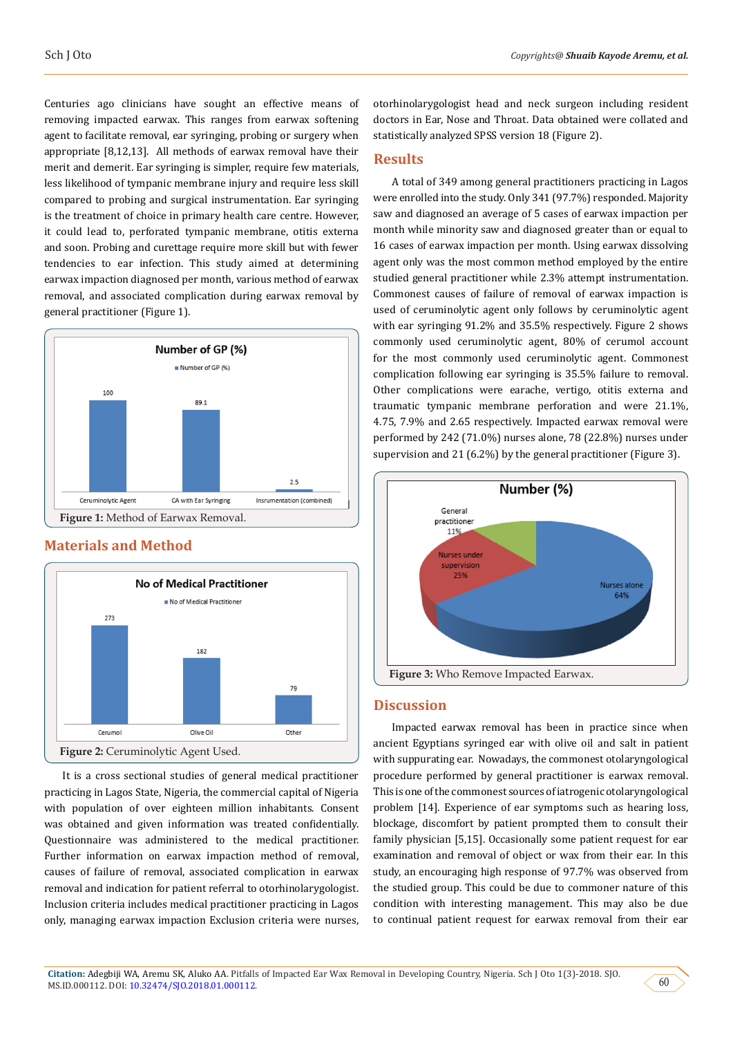Centuries ago clinicians have sought an effective means of removing impacted earwax. This ranges from earwax softening agent to facilitate removal, ear syringing, probing or surgery when appropriate [8,12,13]. All methods of earwax removal have their merit and demerit. Ear syringing is simpler, require few materials, less likelihood of tympanic membrane injury and require less skill compared to probing and surgical instrumentation. Ear syringing is the treatment of choice in primary health care centre. However, it could lead to, perforated tympanic membrane, otitis externa and soon. Probing and curettage require more skill but with fewer tendencies to ear infection. This study aimed at determining earwax impaction diagnosed per month, various method of earwax removal, and associated complication during earwax removal by general practitioner (Figure 1).

**Figure 1:** Method of Earwax Removal.

## Materials and Method

**Figure 2:** Ceruminolytic Agent Used.

It is a cross sectional studies of general medical practitioner practicing in Lagos State, Nigeria, the commercial capital of Nigeria with population of over eighteen million inhabitants. Consent was obtained and given information was treated confidentially. Questionnaire was administered to the medical practitioner. Further information on earwax impaction method of removal, causes of failure of removal, associated complication in earwax removal and indication for patient referral to otorhinolaryngologist. Inclusion criteria includes medical practitioner practicing in Lagos only, managing earwax impaction Exclusion criteria were nurses, otorhinolaryngologist head and neck surgeon including resident doctors in Ear, Nose and Throat. Data obtained were collated and statistically analyzed SPSS version 18 (Figure 2).

## Results

A total of 349 among general practitioners practicing in Lagos were enrolled into the study. Only 341 (97.7%) responded. Majority saw and diagnosed an average of 5 cases of earwax impaction per month while minority saw and diagnosed greater than or equal to 16 cases of earwax impaction per month. Using earwax dissolving agent only was the most common method employed by the entire studied general practitioner while 2.3% attempt instrumentation. Commonest causes of failure of removal of earwax impaction is used of ceruminolytic agent only follows by ceruminolytic agent with ear syringing 91.2% and 35.5% respectively. Figure 2 shows commonly used ceruminolytic agent, 80% of cerumol account for the most commonly used ceruminolytic agent. Commonest complication following ear syringing is 35.5% failure to removal. Other complications were earache, vertigo, otitis externa and traumatic tympanic membrane perforation and were 21.1%, 4.75, 7.9% and 2.65 respectively. Impacted earwax removal were performed by 242 (71.0%) nurses alone, 78 (22.8%) nurses under supervision and 21 (6.2%) by the general practitioner (Figure 3).

**Figure 3:** Who Remove Impacted Earwax.

## Discussion

Impacted earwax removal has been in practice since when ancient Egyptians syringed ear with olive oil and salt in patient with suppurating ear. Nowadays, the commonest otolaryngological procedure performed by general practitioner is earwax removal. This is one of the commonest sources of iatrogenic otolaryngological problem [14]. Experience of ear symptoms such as hearing loss, blockage, discomfort by patient prompted them to consult their family physician [5,15]. Occasionally some patient request for ear examination and removal of object or wax from their ear. In this study, an encouraging high response of 97.7% was observed from the studied group. This could be due to commoner nature of this condition with interesting management. This may also be due to continual patient request for earwax removal from their ear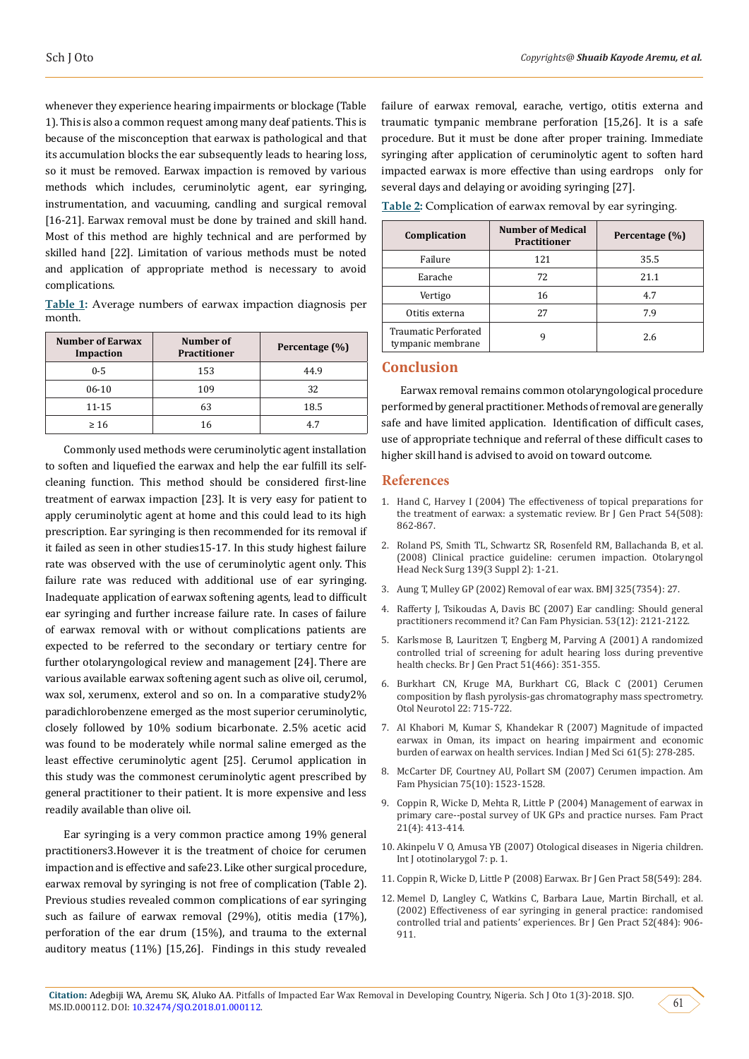whenever they experience hearing impairments or blockage (Table 1). This is also a common request among many deaf patients. This is because of the misconception that earwax is pathological and that its accumulation blocks the ear subsequently leads to hearing loss, so it must be removed. Earwax impaction is removed by various methods which includes, ceruminolytic agent, ear syringing, instrumentation, and vacuuming, candling and surgical removal [16-21]. Earwax removal must be done by trained and skill hand. Most of this method are highly technical and are performed by skilled hand [22]. Limitation of various methods must be noted and application of appropriate method is necessary to avoid complications.

**Table 1:** Average numbers of earwax impaction diagnosis per month.

| Number of Earwax Impaction | Number of Practitioner | Percentage (%) |
|---|---|---|
| 0-5 | 153 | 44.9 |
| 06-10 | 109 | 32 |
| 11-15 | 63 | 18.5 |
| ≥ 16 | 16 | 4.7 |

Commonly used methods were ceruminolytic agent installation to soften and liquefied the earwax and help the ear fulfill its self-cleaning function. This method should be considered first-line treatment of earwax impaction [23]. It is very easy for patient to apply ceruminolytic agent at home and this could lead to its high prescription. Ear syringing is then recommended for its removal if it failed as seen in other studies15-17. In this study highest failure rate was observed with the use of ceruminolytic agent only. This failure rate was reduced with additional use of ear syringing. Inadequate application of earwax softening agents, lead to difficult ear syringing and further increase failure rate. In cases of failure of earwax removal with or without complications patients are expected to be referred to the secondary or tertiary centre for further otolaryngological review and management [24]. There are various available earwax softening agent such as olive oil, cerumol, wax sol, xerumenx, exterol and so on. In a comparative study2% paradichlorobenzene emerged as the most superior ceruminolytic, closely followed by 10% sodium bicarbonate. 2.5% acetic acid was found to be moderately while normal saline emerged as the least effective ceruminolytic agent [25]. Cerumol application in this study was the commonest ceruminolytic agent prescribed by general practitioner to their patient. It is more expensive and less readily available than olive oil.

Ear syringing is a very common practice among 19% general practitioners3.However it is the treatment of choice for cerumen impaction and is effective and safe23. Like other surgical procedure, earwax removal by syringing is not free of complication (Table 2). Previous studies revealed common complications of ear syringing such as failure of earwax removal (29%), otitis media (17%), perforation of the ear drum (15%), and trauma to the external auditory meatus (11%) [15,26]. Findings in this study revealed failure of earwax removal, earache, vertigo, otitis externa and traumatic tympanic membrane perforation [15,26]. It is a safe procedure. But it must be done after proper training. Immediate syringing after application of ceruminolytic agent to soften hard impacted earwax is more effective than using eardrops only for several days and delaying or avoiding syringing [27].

**Table 2:** Complication of earwax removal by ear syringing.

| Complication | Number of Medical Practitioner | Percentage (%) |
|---|---|---|
| Failure | 121 | 35.5 |
| Earache | 72 | 21.1 |
| Vertigo | 16 | 4.7 |
| Otitis externa | 27 | 7.9 |
| Traumatic Perforated tympanic membrane | 9 | 2.6 |

## Conclusion

Earwax removal remains common otolaryngological procedure performed by general practitioner. Methods of removal are generally safe and have limited application. Identification of difficult cases, use of appropriate technique and referral of these difficult cases to higher skill hand is advised to avoid on toward outcome.

## References

1. Hand C, Harvey I (2004) The effectiveness of topical preparations for the treatment of earwax: a systematic review. Br J Gen Pract 54(508): 862-867.
2. Roland PS, Smith TL, Schwartz SR, Rosenfeld RM, Ballachanda B, et al. (2008) Clinical practice guideline: cerumen impaction. Otolaryngol Head Neck Surg 139(3 Suppl 2): 1-21.
3. Aung T, Mulley GP (2002) Removal of ear wax. BMJ 325(7354): 27.
4. Rafferty J, Tsikoudas A, Davis BC (2007) Ear candling: Should general practitioners recommend it? Can Fam Physician. 53(12): 2121-2122.
5. Karlsmose B, Lauritzen T, Engberg M, Parving A (2001) A randomized controlled trial of screening for adult hearing loss during preventive health checks. Br J Gen Pract 51(466): 351-355.
6. Burkhart CN, Kruge MA, Burkhart CG, Black C (2001) Cerumen composition by flash pyrolysis-gas chromatography mass spectrometry. Otol Neurotol 22: 715-722.
7. Al Khabori M, Kumar S, Khandekar R (2007) Magnitude of impacted earwax in Oman, its impact on hearing impairment and economic burden of earwax on health services. Indian J Med Sci 61(5): 278-285.
8. McCarter DF, Courtney AU, Pollart SM (2007) Cerumen impaction. Am Fam Physician 75(10): 1523-1528.
9. Coppin R, Wicke D, Mehta R, Little P (2004) Management of earwax in primary care--postal survey of UK GPs and practice nurses. Fam Pract 21(4): 413-414.
10. Akinpelu V O, Amusa YB (2007) Otological diseases in Nigeria children. Int J ototinolarygol 7: p. 1.
11. Coppin R, Wicke D, Little P (2008) Earwax. Br J Gen Pract 58(549): 284.
12. Memel D, Langley C, Watkins C, Barbara Laue, Martin Birchall, et al. (2002) Effectiveness of ear syringing in general practice: randomised controlled trial and patients' experiences. Br J Gen Pract 52(484): 906-911.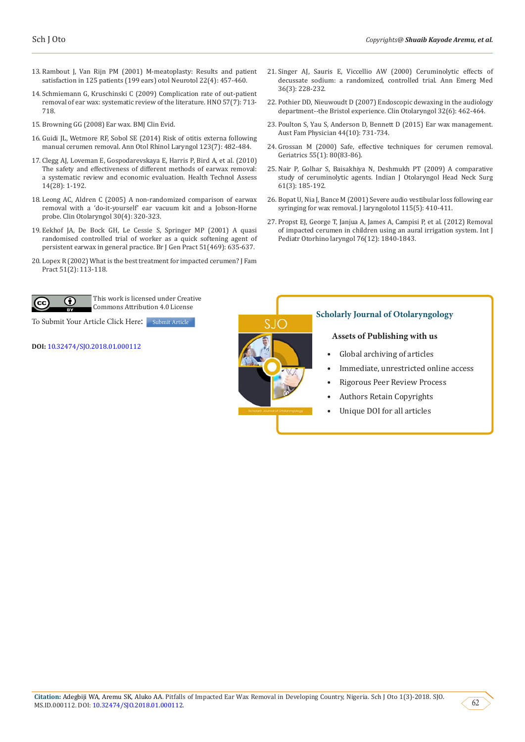13. Rambout J, Van Rijn PM (2001) M-meatoplasty: Results and patient satisfaction in 125 patients (199 ears) otol Neurotol 22(4): 457-460.

14. Schmiemann G, Kruschinski C (2009) Complication rate of out-patient removal of ear wax: systematic review of the literature. HNO 57(7): 713-718.

15. Browning GG (2008) Ear wax. BMJ Clin Evid.

16. Guidi JL, Wetmore RF, Sobol SE (2014) Risk of otitis externa following manual cerumen removal. Ann Otol Rhinol Laryngol 123(7): 482-484.

17. Clegg AJ, Loveman E, Gospodarevskaya E, Harris P, Bird A, et al. (2010) The safety and effectiveness of different methods of earwax removal: a systematic review and economic evaluation. Health Technol Assess 14(28): 1-192.

18. Leong AC, Aldren C (2005) A non-randomized comparison of earwax removal with a 'do-it-yourself' ear vacuum kit and a Jobson-Horne probe. Clin Otolaryngol 30(4): 320-323.

19. Eekhof JA, De Bock GH, Le Cessie S, Springer MP (2001) A quasi randomised controlled trial of worker as a quick softening agent of persistent earwax in general practice. Br J Gen Pract 51(469): 635-637.

20. Lopex R (2002) What is the best treatment for impacted cerumen? J Fam Pract 51(2): 113-118.

21. Singer AJ, Sauris E, Viccellio AW (2000) Ceruminolytic effects of decussate sodium: a randomized, controlled trial. Ann Emerg Med 36(3): 228-232.

22. Pothier DD, Nieuwoudt D (2007) Endoscopic dewaxing in the audiology department--the Bristol experience. Clin Otolaryngol 32(6): 462-464.

23. Poulton S, Yau S, Anderson D, Bennett D (2015) Ear wax management. Aust Fam Physician 44(10): 731-734.

24. Grossan M (2000) Safe, effective techniques for cerumen removal. Geriatrics 55(1): 80(83-86).

25. Nair P, Golhar S, Baisakhiya N, Deshmukh PT (2009) A comparative study of ceruminolytic agents. Indian J Otolaryngol Head Neck Surg 61(3): 185-192.

26. Bopat U, Nia J, Bance M (2001) Severe audio vestibular loss following ear syringing for wax removal. J laryngolotol 115(5): 410-411.

27. Propst EJ, George T, Janjua A, James A, Campisi P, et al. (2012) Removal of impacted cerumen in children using an aural irrigation system. Int J Pediatr Otorhino laryngol 76(12): 1840-1843.

This work is licensed under Creative Commons Attribution 4.0 License

To Submit Your Article Click Here: Submit Article

**DOI:** 10.32474/SJO.2018.01.000112

**Scholarly Journal of Otolaryngology**

**Assets of Publishing with us**

- Global archiving of articles
- Immediate, unrestricted online access
- Rigorous Peer Review Process
- Authors Retain Copyrights
- Unique DOI for all articles

**Citation:** Adegbiji WA, Aremu SK, Aluko AA. Pitfalls of Impacted Ear Wax Removal in Developing Country, Nigeria. Sch J Oto 1(3)-2018. SJO. MS.ID.000112. DOI: 10.32474/SJO.2018.01.000112.